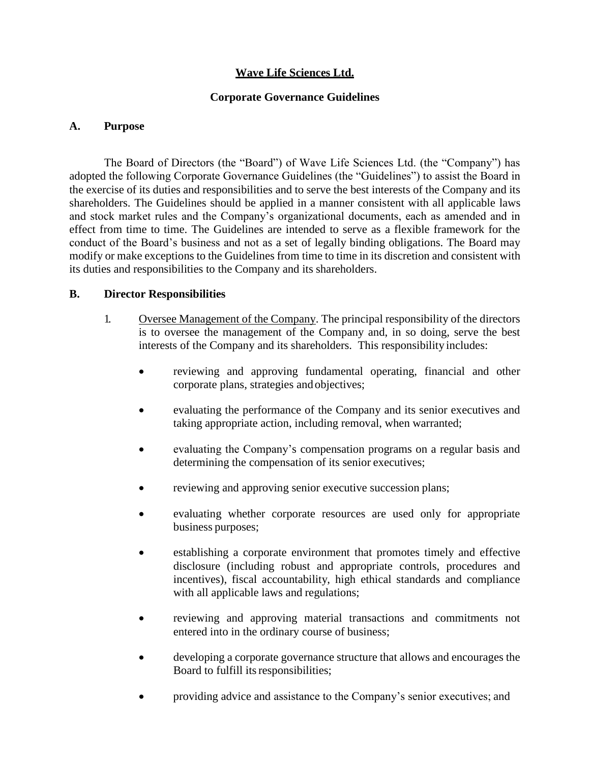**Wave Life Sciences Ltd.**

**Corporate Governance Guidelines**

## A. Purpose

The Board of Directors (the "Board") of Wave Life Sciences Ltd. (the "Company") has adopted the following Corporate Governance Guidelines (the "Guidelines") to assist the Board in the exercise of its duties and responsibilities and to serve the best interests of the Company and its shareholders. The Guidelines should be applied in a manner consistent with all applicable laws and stock market rules and the Company's organizational documents, each as amended and in effect from time to time. The Guidelines are intended to serve as a flexible framework for the conduct of the Board's business and not as a set of legally binding obligations. The Board may modify or make exceptions to the Guidelines from time to time in its discretion and consistent with its duties and responsibilities to the Company and its shareholders.

## B. Director Responsibilities

1. Oversee Management of the Company. The principal responsibility of the directors is to oversee the management of the Company and, in so doing, serve the best interests of the Company and its shareholders. This responsibility includes:

   - reviewing and approving fundamental operating, financial and other corporate plans, strategies and objectives;
   - evaluating the performance of the Company and its senior executives and taking appropriate action, including removal, when warranted;
   - evaluating the Company's compensation programs on a regular basis and determining the compensation of its senior executives;
   - reviewing and approving senior executive succession plans;
   - evaluating whether corporate resources are used only for appropriate business purposes;
   - establishing a corporate environment that promotes timely and effective disclosure (including robust and appropriate controls, procedures and incentives), fiscal accountability, high ethical standards and compliance with all applicable laws and regulations;
   - reviewing and approving material transactions and commitments not entered into in the ordinary course of business;
   - developing a corporate governance structure that allows and encourages the Board to fulfill its responsibilities;
   - providing advice and assistance to the Company's senior executives; and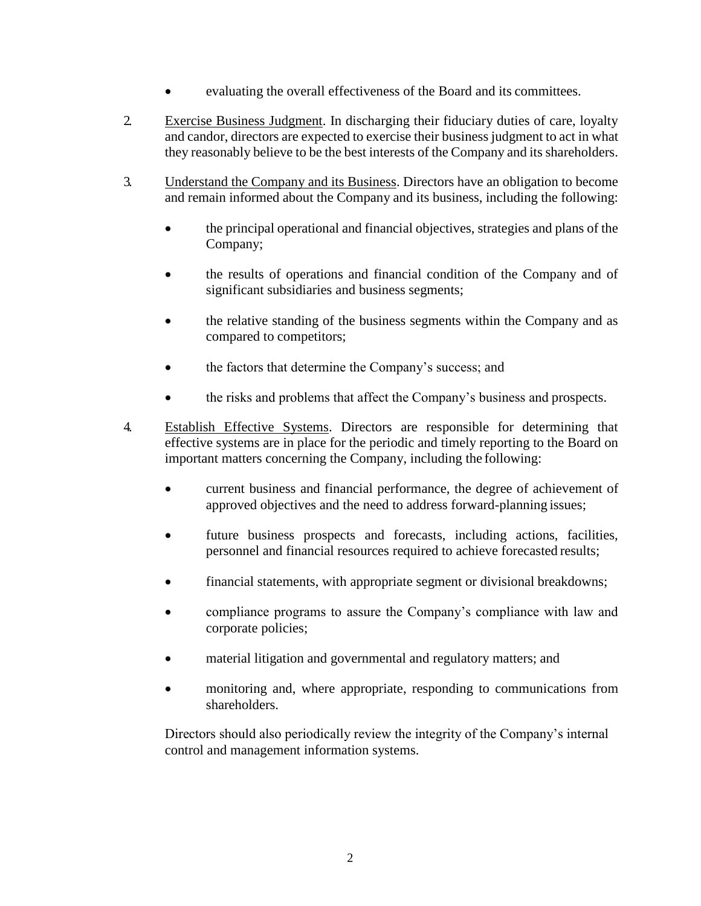- evaluating the overall effectiveness of the Board and its committees.

2. Exercise Business Judgment. In discharging their fiduciary duties of care, loyalty and candor, directors are expected to exercise their business judgment to act in what they reasonably believe to be the best interests of the Company and its shareholders.

3. Understand the Company and its Business. Directors have an obligation to become and remain informed about the Company and its business, including the following:

    - the principal operational and financial objectives, strategies and plans of the Company;
    - the results of operations and financial condition of the Company and of significant subsidiaries and business segments;
    - the relative standing of the business segments within the Company and as compared to competitors;
    - the factors that determine the Company's success; and
    - the risks and problems that affect the Company's business and prospects.

4. Establish Effective Systems. Directors are responsible for determining that effective systems are in place for the periodic and timely reporting to the Board on important matters concerning the Company, including the following:

    - current business and financial performance, the degree of achievement of approved objectives and the need to address forward-planning issues;
    - future business prospects and forecasts, including actions, facilities, personnel and financial resources required to achieve forecasted results;
    - financial statements, with appropriate segment or divisional breakdowns;
    - compliance programs to assure the Company's compliance with law and corporate policies;
    - material litigation and governmental and regulatory matters; and
    - monitoring and, where appropriate, responding to communications from shareholders.

    Directors should also periodically review the integrity of the Company's internal control and management information systems.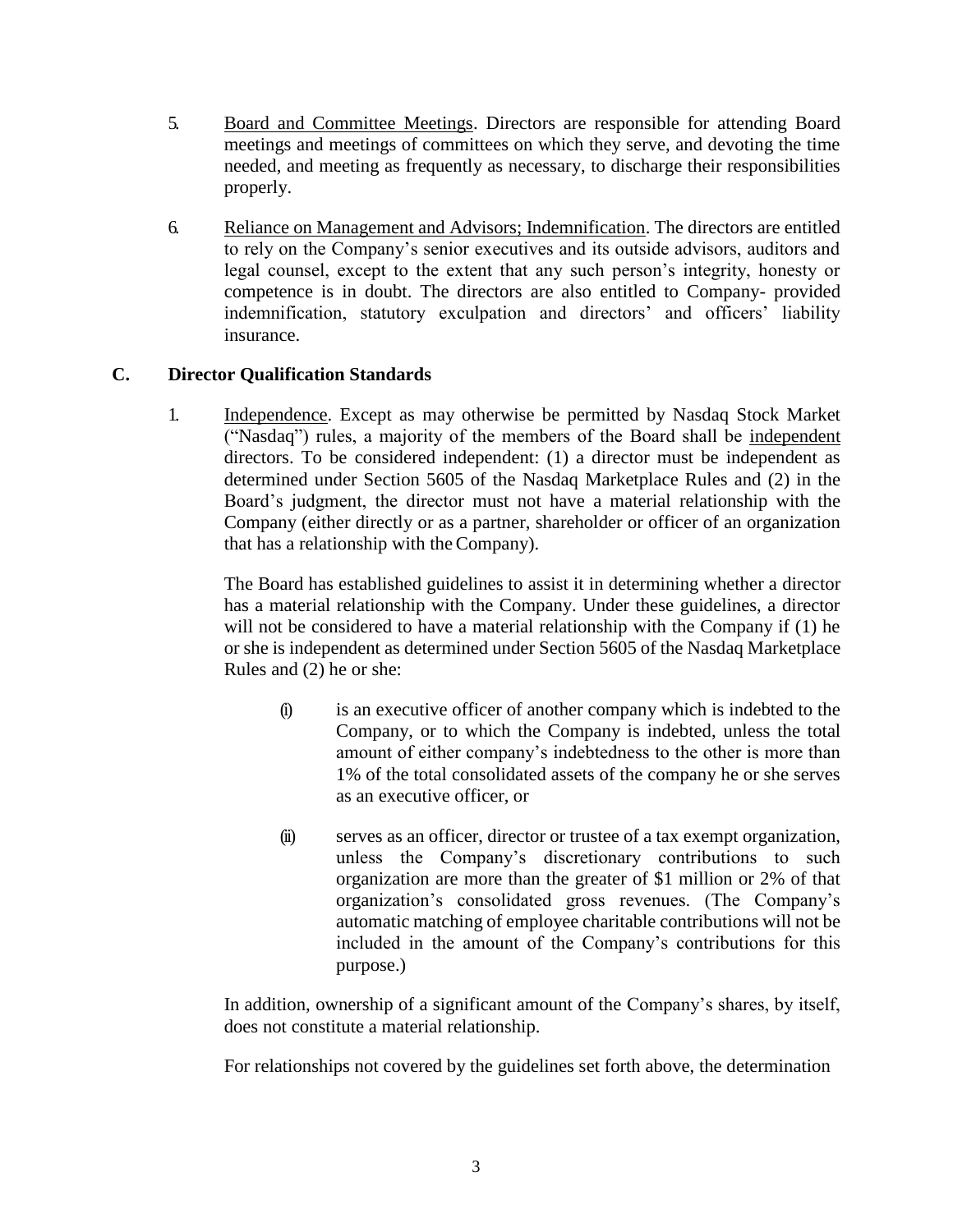5. Board and Committee Meetings. Directors are responsible for attending Board meetings and meetings of committees on which they serve, and devoting the time needed, and meeting as frequently as necessary, to discharge their responsibilities properly.

6. Reliance on Management and Advisors; Indemnification. The directors are entitled to rely on the Company's senior executives and its outside advisors, auditors and legal counsel, except to the extent that any such person's integrity, honesty or competence is in doubt. The directors are also entitled to Company- provided indemnification, statutory exculpation and directors' and officers' liability insurance.

## C. Director Qualification Standards

1. Independence. Except as may otherwise be permitted by Nasdaq Stock Market ("Nasdaq") rules, a majority of the members of the Board shall be independent directors. To be considered independent: (1) a director must be independent as determined under Section 5605 of the Nasdaq Marketplace Rules and (2) in the Board's judgment, the director must not have a material relationship with the Company (either directly or as a partner, shareholder or officer of an organization that has a relationship with the Company).

   The Board has established guidelines to assist it in determining whether a director has a material relationship with the Company. Under these guidelines, a director will not be considered to have a material relationship with the Company if (1) he or she is independent as determined under Section 5605 of the Nasdaq Marketplace Rules and (2) he or she:

   (i) is an executive officer of another company which is indebted to the Company, or to which the Company is indebted, unless the total amount of either company's indebtedness to the other is more than 1% of the total consolidated assets of the company he or she serves as an executive officer, or

   (ii) serves as an officer, director or trustee of a tax exempt organization, unless the Company's discretionary contributions to such organization are more than the greater of $1 million or 2% of that organization's consolidated gross revenues. (The Company's automatic matching of employee charitable contributions will not be included in the amount of the Company's contributions for this purpose.)

   In addition, ownership of a significant amount of the Company's shares, by itself, does not constitute a material relationship.

   For relationships not covered by the guidelines set forth above, the determination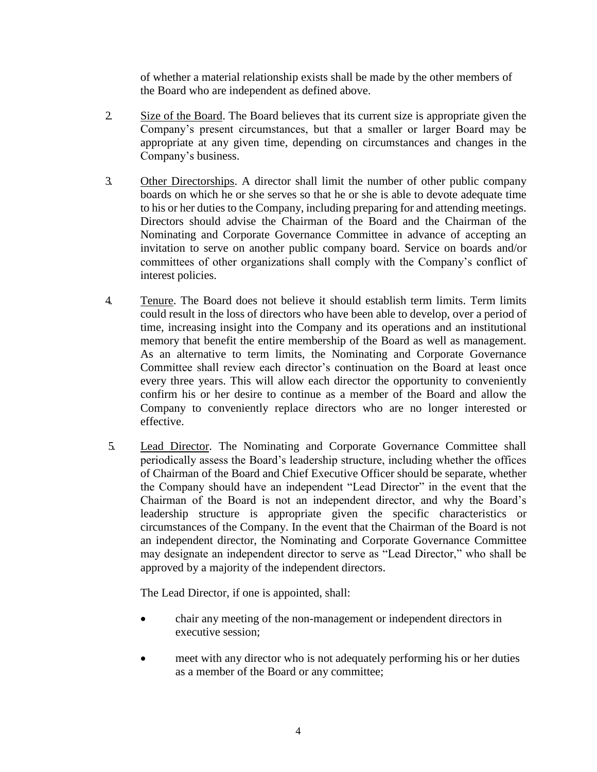of whether a material relationship exists shall be made by the other members of the Board who are independent as defined above.

2. Size of the Board. The Board believes that its current size is appropriate given the Company's present circumstances, but that a smaller or larger Board may be appropriate at any given time, depending on circumstances and changes in the Company's business.

3. Other Directorships. A director shall limit the number of other public company boards on which he or she serves so that he or she is able to devote adequate time to his or her duties to the Company, including preparing for and attending meetings. Directors should advise the Chairman of the Board and the Chairman of the Nominating and Corporate Governance Committee in advance of accepting an invitation to serve on another public company board. Service on boards and/or committees of other organizations shall comply with the Company's conflict of interest policies.

4. Tenure. The Board does not believe it should establish term limits. Term limits could result in the loss of directors who have been able to develop, over a period of time, increasing insight into the Company and its operations and an institutional memory that benefit the entire membership of the Board as well as management. As an alternative to term limits, the Nominating and Corporate Governance Committee shall review each director's continuation on the Board at least once every three years. This will allow each director the opportunity to conveniently confirm his or her desire to continue as a member of the Board and allow the Company to conveniently replace directors who are no longer interested or effective.

5. Lead Director. The Nominating and Corporate Governance Committee shall periodically assess the Board's leadership structure, including whether the offices of Chairman of the Board and Chief Executive Officer should be separate, whether the Company should have an independent "Lead Director" in the event that the Chairman of the Board is not an independent director, and why the Board's leadership structure is appropriate given the specific characteristics or circumstances of the Company. In the event that the Chairman of the Board is not an independent director, the Nominating and Corporate Governance Committee may designate an independent director to serve as "Lead Director," who shall be approved by a majority of the independent directors.

   The Lead Director, if one is appointed, shall:

   - chair any meeting of the non-management or independent directors in executive session;
   - meet with any director who is not adequately performing his or her duties as a member of the Board or any committee;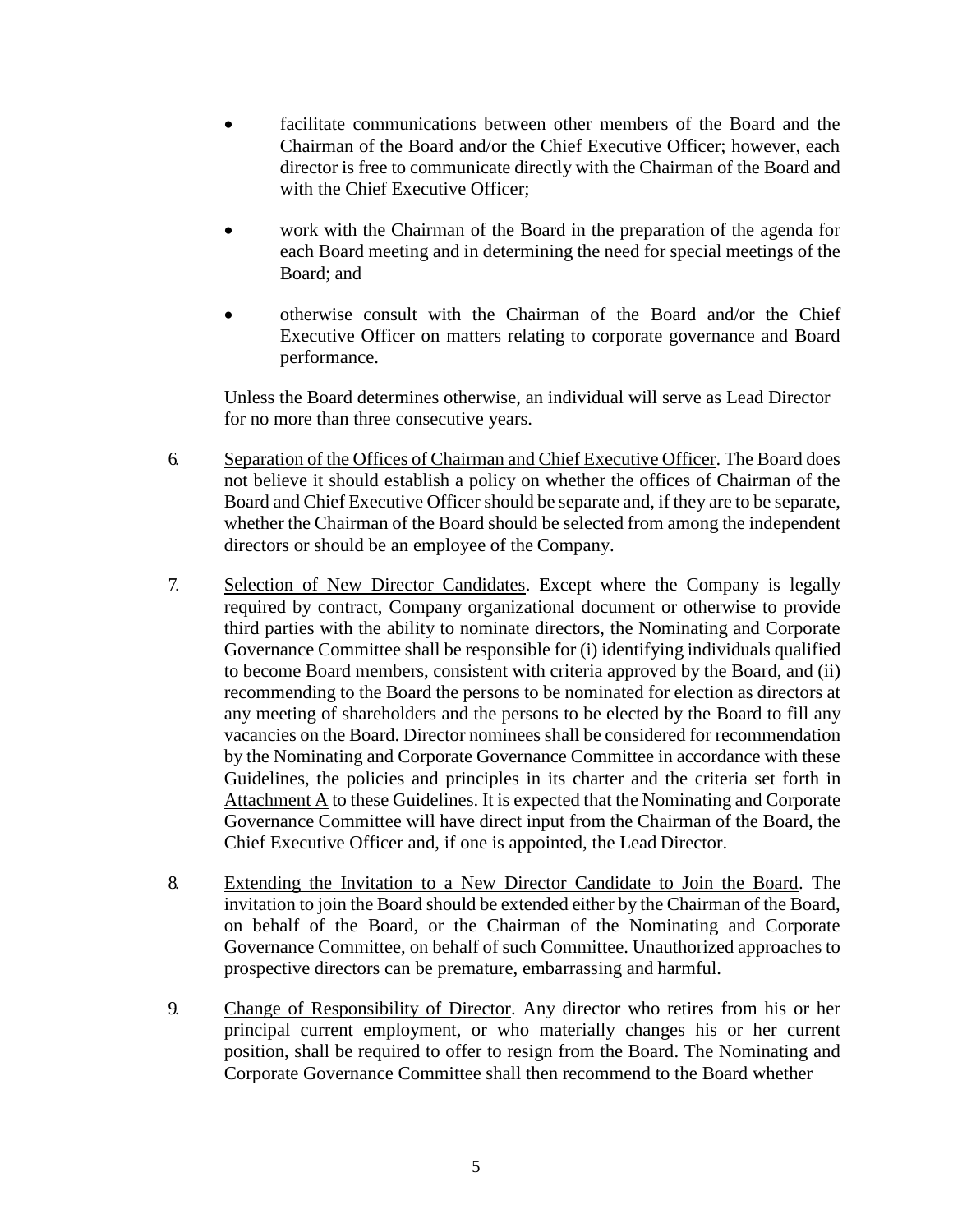- facilitate communications between other members of the Board and the Chairman of the Board and/or the Chief Executive Officer; however, each director is free to communicate directly with the Chairman of the Board and with the Chief Executive Officer;

- work with the Chairman of the Board in the preparation of the agenda for each Board meeting and in determining the need for special meetings of the Board; and

- otherwise consult with the Chairman of the Board and/or the Chief Executive Officer on matters relating to corporate governance and Board performance.

Unless the Board determines otherwise, an individual will serve as Lead Director for no more than three consecutive years.

6. Separation of the Offices of Chairman and Chief Executive Officer. The Board does not believe it should establish a policy on whether the offices of Chairman of the Board and Chief Executive Officer should be separate and, if they are to be separate, whether the Chairman of the Board should be selected from among the independent directors or should be an employee of the Company.

7. Selection of New Director Candidates. Except where the Company is legally required by contract, Company organizational document or otherwise to provide third parties with the ability to nominate directors, the Nominating and Corporate Governance Committee shall be responsible for (i) identifying individuals qualified to become Board members, consistent with criteria approved by the Board, and (ii) recommending to the Board the persons to be nominated for election as directors at any meeting of shareholders and the persons to be elected by the Board to fill any vacancies on the Board. Director nominees shall be considered for recommendation by the Nominating and Corporate Governance Committee in accordance with these Guidelines, the policies and principles in its charter and the criteria set forth in Attachment A to these Guidelines. It is expected that the Nominating and Corporate Governance Committee will have direct input from the Chairman of the Board, the Chief Executive Officer and, if one is appointed, the Lead Director.

8. Extending the Invitation to a New Director Candidate to Join the Board. The invitation to join the Board should be extended either by the Chairman of the Board, on behalf of the Board, or the Chairman of the Nominating and Corporate Governance Committee, on behalf of such Committee. Unauthorized approaches to prospective directors can be premature, embarrassing and harmful.

9. Change of Responsibility of Director. Any director who retires from his or her principal current employment, or who materially changes his or her current position, shall be required to offer to resign from the Board. The Nominating and Corporate Governance Committee shall then recommend to the Board whether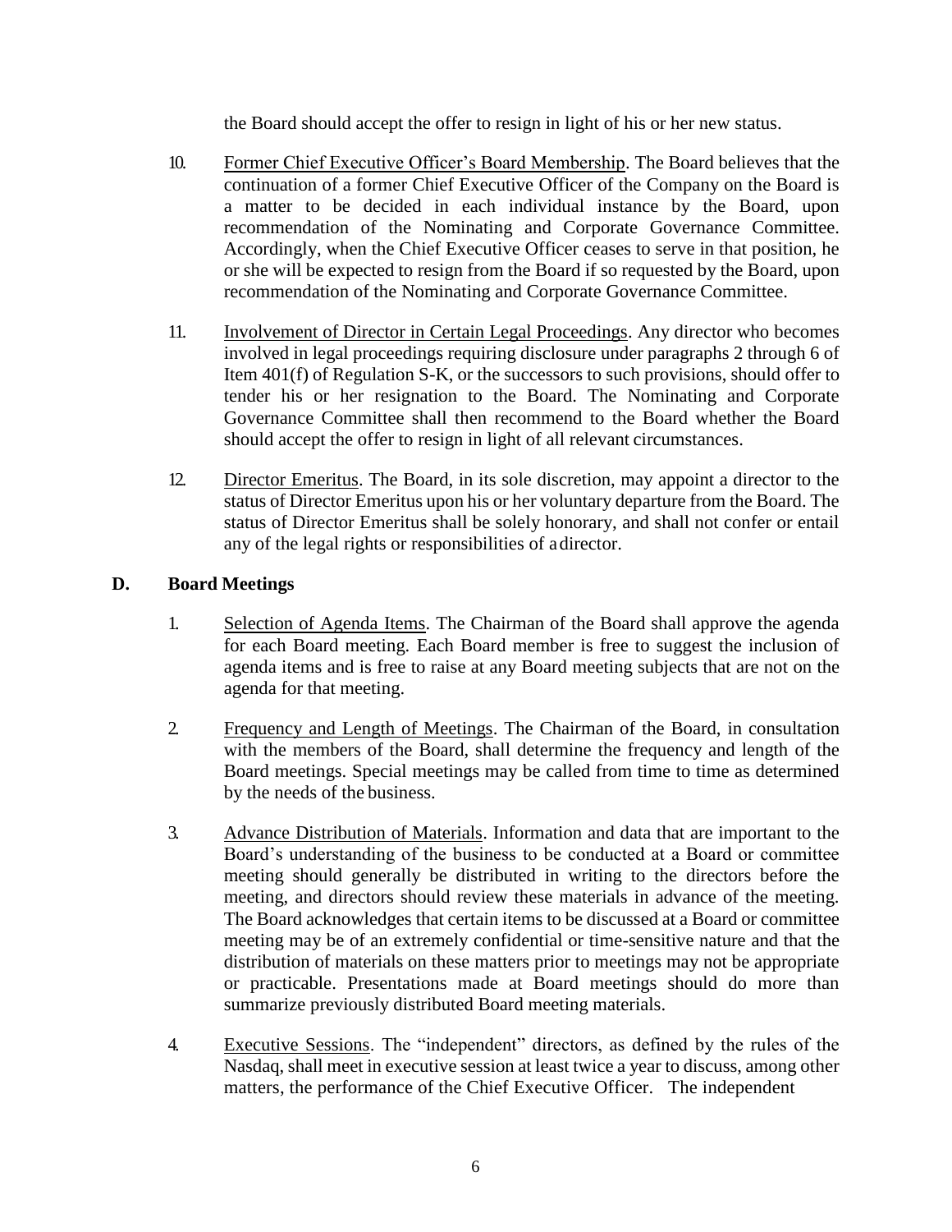the Board should accept the offer to resign in light of his or her new status.

10. Former Chief Executive Officer's Board Membership. The Board believes that the continuation of a former Chief Executive Officer of the Company on the Board is a matter to be decided in each individual instance by the Board, upon recommendation of the Nominating and Corporate Governance Committee. Accordingly, when the Chief Executive Officer ceases to serve in that position, he or she will be expected to resign from the Board if so requested by the Board, upon recommendation of the Nominating and Corporate Governance Committee.

11. Involvement of Director in Certain Legal Proceedings. Any director who becomes involved in legal proceedings requiring disclosure under paragraphs 2 through 6 of Item 401(f) of Regulation S-K, or the successors to such provisions, should offer to tender his or her resignation to the Board. The Nominating and Corporate Governance Committee shall then recommend to the Board whether the Board should accept the offer to resign in light of all relevant circumstances.

12. Director Emeritus. The Board, in its sole discretion, may appoint a director to the status of Director Emeritus upon his or her voluntary departure from the Board. The status of Director Emeritus shall be solely honorary, and shall not confer or entail any of the legal rights or responsibilities of a director.

## D. Board Meetings

1. Selection of Agenda Items. The Chairman of the Board shall approve the agenda for each Board meeting. Each Board member is free to suggest the inclusion of agenda items and is free to raise at any Board meeting subjects that are not on the agenda for that meeting.

2. Frequency and Length of Meetings. The Chairman of the Board, in consultation with the members of the Board, shall determine the frequency and length of the Board meetings. Special meetings may be called from time to time as determined by the needs of the business.

3. Advance Distribution of Materials. Information and data that are important to the Board's understanding of the business to be conducted at a Board or committee meeting should generally be distributed in writing to the directors before the meeting, and directors should review these materials in advance of the meeting. The Board acknowledges that certain items to be discussed at a Board or committee meeting may be of an extremely confidential or time-sensitive nature and that the distribution of materials on these matters prior to meetings may not be appropriate or practicable. Presentations made at Board meetings should do more than summarize previously distributed Board meeting materials.

4. Executive Sessions. The "independent" directors, as defined by the rules of the Nasdaq, shall meet in executive session at least twice a year to discuss, among other matters, the performance of the Chief Executive Officer. The independent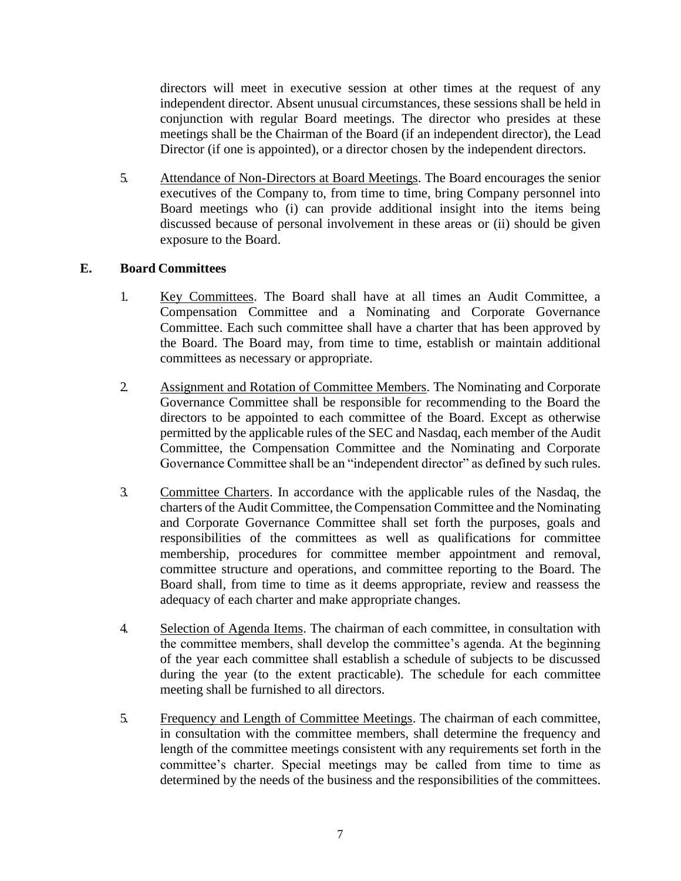directors will meet in executive session at other times at the request of any independent director. Absent unusual circumstances, these sessions shall be held in conjunction with regular Board meetings. The director who presides at these meetings shall be the Chairman of the Board (if an independent director), the Lead Director (if one is appointed), or a director chosen by the independent directors.

5. Attendance of Non-Directors at Board Meetings. The Board encourages the senior executives of the Company to, from time to time, bring Company personnel into Board meetings who (i) can provide additional insight into the items being discussed because of personal involvement in these areas or (ii) should be given exposure to the Board.

## E. Board Committees

1. Key Committees. The Board shall have at all times an Audit Committee, a Compensation Committee and a Nominating and Corporate Governance Committee. Each such committee shall have a charter that has been approved by the Board. The Board may, from time to time, establish or maintain additional committees as necessary or appropriate.

2. Assignment and Rotation of Committee Members. The Nominating and Corporate Governance Committee shall be responsible for recommending to the Board the directors to be appointed to each committee of the Board. Except as otherwise permitted by the applicable rules of the SEC and Nasdaq, each member of the Audit Committee, the Compensation Committee and the Nominating and Corporate Governance Committee shall be an "independent director" as defined by such rules.

3. Committee Charters. In accordance with the applicable rules of the Nasdaq, the charters of the Audit Committee, the Compensation Committee and the Nominating and Corporate Governance Committee shall set forth the purposes, goals and responsibilities of the committees as well as qualifications for committee membership, procedures for committee member appointment and removal, committee structure and operations, and committee reporting to the Board. The Board shall, from time to time as it deems appropriate, review and reassess the adequacy of each charter and make appropriate changes.

4. Selection of Agenda Items. The chairman of each committee, in consultation with the committee members, shall develop the committee's agenda. At the beginning of the year each committee shall establish a schedule of subjects to be discussed during the year (to the extent practicable). The schedule for each committee meeting shall be furnished to all directors.

5. Frequency and Length of Committee Meetings. The chairman of each committee, in consultation with the committee members, shall determine the frequency and length of the committee meetings consistent with any requirements set forth in the committee's charter. Special meetings may be called from time to time as determined by the needs of the business and the responsibilities of the committees.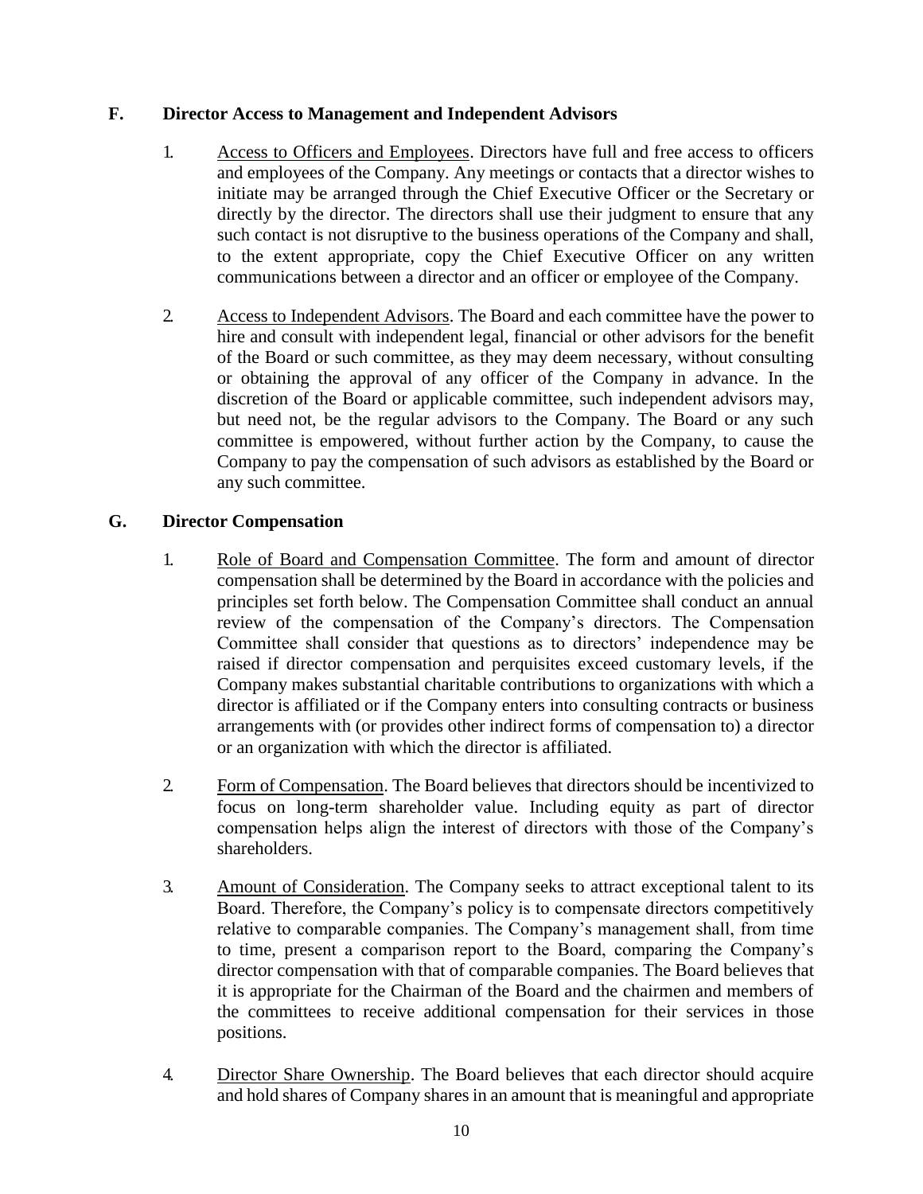## F. Director Access to Management and Independent Advisors

1. Access to Officers and Employees. Directors have full and free access to officers and employees of the Company. Any meetings or contacts that a director wishes to initiate may be arranged through the Chief Executive Officer or the Secretary or directly by the director. The directors shall use their judgment to ensure that any such contact is not disruptive to the business operations of the Company and shall, to the extent appropriate, copy the Chief Executive Officer on any written communications between a director and an officer or employee of the Company.

2. Access to Independent Advisors. The Board and each committee have the power to hire and consult with independent legal, financial or other advisors for the benefit of the Board or such committee, as they may deem necessary, without consulting or obtaining the approval of any officer of the Company in advance. In the discretion of the Board or applicable committee, such independent advisors may, but need not, be the regular advisors to the Company. The Board or any such committee is empowered, without further action by the Company, to cause the Company to pay the compensation of such advisors as established by the Board or any such committee.

## G. Director Compensation

1. Role of Board and Compensation Committee. The form and amount of director compensation shall be determined by the Board in accordance with the policies and principles set forth below. The Compensation Committee shall conduct an annual review of the compensation of the Company's directors. The Compensation Committee shall consider that questions as to directors' independence may be raised if director compensation and perquisites exceed customary levels, if the Company makes substantial charitable contributions to organizations with which a director is affiliated or if the Company enters into consulting contracts or business arrangements with (or provides other indirect forms of compensation to) a director or an organization with which the director is affiliated.

2. Form of Compensation. The Board believes that directors should be incentivized to focus on long-term shareholder value. Including equity as part of director compensation helps align the interest of directors with those of the Company's shareholders.

3. Amount of Consideration. The Company seeks to attract exceptional talent to its Board. Therefore, the Company's policy is to compensate directors competitively relative to comparable companies. The Company's management shall, from time to time, present a comparison report to the Board, comparing the Company's director compensation with that of comparable companies. The Board believes that it is appropriate for the Chairman of the Board and the chairmen and members of the committees to receive additional compensation for their services in those positions.

4. Director Share Ownership. The Board believes that each director should acquire and hold shares of Company shares in an amount that is meaningful and appropriate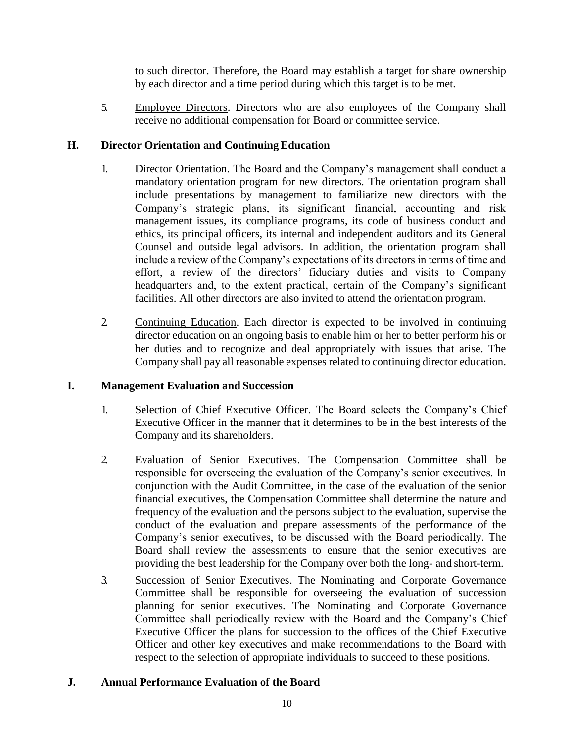to such director. Therefore, the Board may establish a target for share ownership by each director and a time period during which this target is to be met.

5. Employee Directors. Directors who are also employees of the Company shall receive no additional compensation for Board or committee service.

## H. Director Orientation and Continuing Education

1. Director Orientation. The Board and the Company's management shall conduct a mandatory orientation program for new directors. The orientation program shall include presentations by management to familiarize new directors with the Company's strategic plans, its significant financial, accounting and risk management issues, its compliance programs, its code of business conduct and ethics, its principal officers, its internal and independent auditors and its General Counsel and outside legal advisors. In addition, the orientation program shall include a review of the Company's expectations of its directors in terms of time and effort, a review of the directors' fiduciary duties and visits to Company headquarters and, to the extent practical, certain of the Company's significant facilities. All other directors are also invited to attend the orientation program.

2. Continuing Education. Each director is expected to be involved in continuing director education on an ongoing basis to enable him or her to better perform his or her duties and to recognize and deal appropriately with issues that arise. The Company shall pay all reasonable expenses related to continuing director education.

## I. Management Evaluation and Succession

1. Selection of Chief Executive Officer. The Board selects the Company's Chief Executive Officer in the manner that it determines to be in the best interests of the Company and its shareholders.

2. Evaluation of Senior Executives. The Compensation Committee shall be responsible for overseeing the evaluation of the Company's senior executives. In conjunction with the Audit Committee, in the case of the evaluation of the senior financial executives, the Compensation Committee shall determine the nature and frequency of the evaluation and the persons subject to the evaluation, supervise the conduct of the evaluation and prepare assessments of the performance of the Company's senior executives, to be discussed with the Board periodically. The Board shall review the assessments to ensure that the senior executives are providing the best leadership for the Company over both the long- and short-term.

3. Succession of Senior Executives. The Nominating and Corporate Governance Committee shall be responsible for overseeing the evaluation of succession planning for senior executives. The Nominating and Corporate Governance Committee shall periodically review with the Board and the Company's Chief Executive Officer the plans for succession to the offices of the Chief Executive Officer and other key executives and make recommendations to the Board with respect to the selection of appropriate individuals to succeed to these positions.

## J. Annual Performance Evaluation of the Board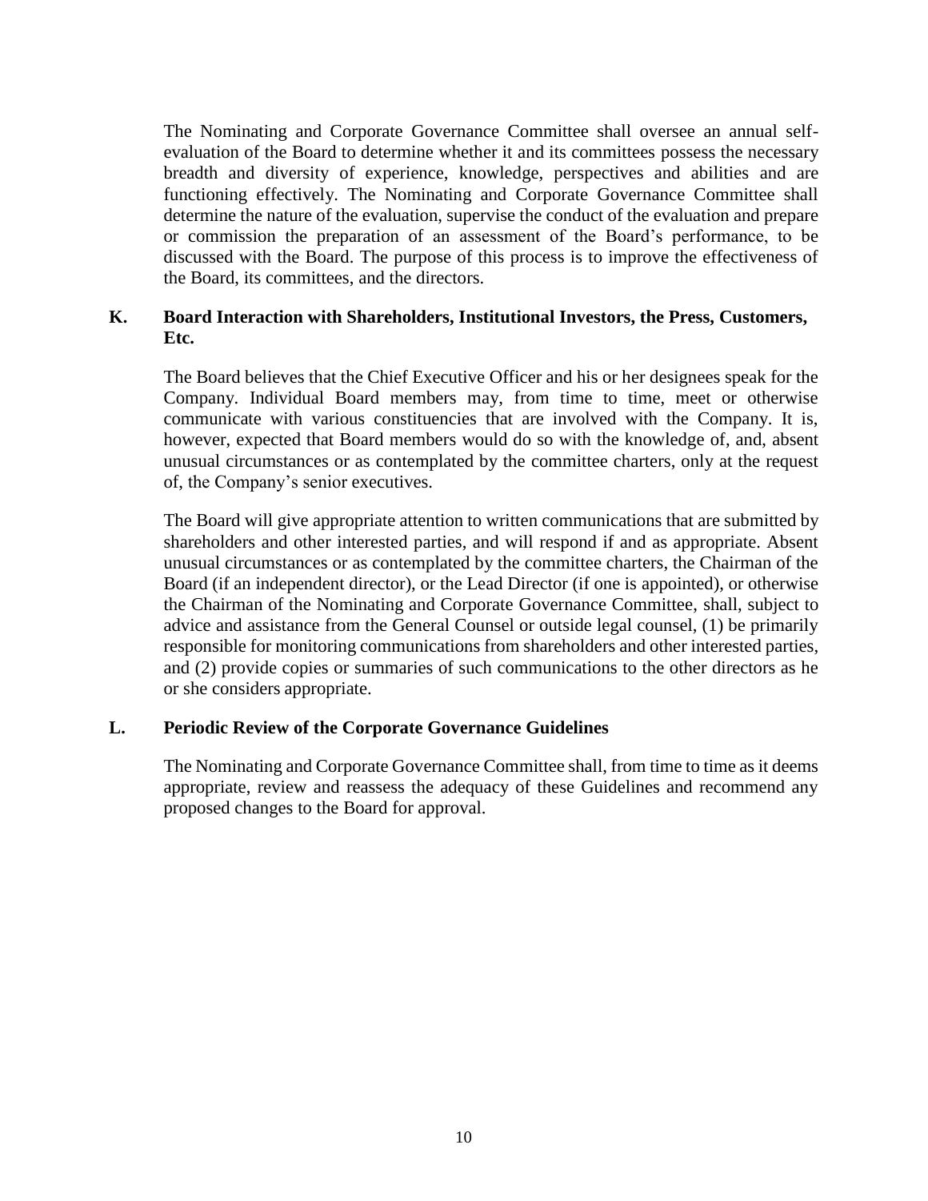The Nominating and Corporate Governance Committee shall oversee an annual self-evaluation of the Board to determine whether it and its committees possess the necessary breadth and diversity of experience, knowledge, perspectives and abilities and are functioning effectively. The Nominating and Corporate Governance Committee shall determine the nature of the evaluation, supervise the conduct of the evaluation and prepare or commission the preparation of an assessment of the Board's performance, to be discussed with the Board. The purpose of this process is to improve the effectiveness of the Board, its committees, and the directors.

## K. Board Interaction with Shareholders, Institutional Investors, the Press, Customers, Etc.

The Board believes that the Chief Executive Officer and his or her designees speak for the Company. Individual Board members may, from time to time, meet or otherwise communicate with various constituencies that are involved with the Company. It is, however, expected that Board members would do so with the knowledge of, and, absent unusual circumstances or as contemplated by the committee charters, only at the request of, the Company's senior executives.

The Board will give appropriate attention to written communications that are submitted by shareholders and other interested parties, and will respond if and as appropriate. Absent unusual circumstances or as contemplated by the committee charters, the Chairman of the Board (if an independent director), or the Lead Director (if one is appointed), or otherwise the Chairman of the Nominating and Corporate Governance Committee, shall, subject to advice and assistance from the General Counsel or outside legal counsel, (1) be primarily responsible for monitoring communications from shareholders and other interested parties, and (2) provide copies or summaries of such communications to the other directors as he or she considers appropriate.

## L. Periodic Review of the Corporate Governance Guidelines

The Nominating and Corporate Governance Committee shall, from time to time as it deems appropriate, review and reassess the adequacy of these Guidelines and recommend any proposed changes to the Board for approval.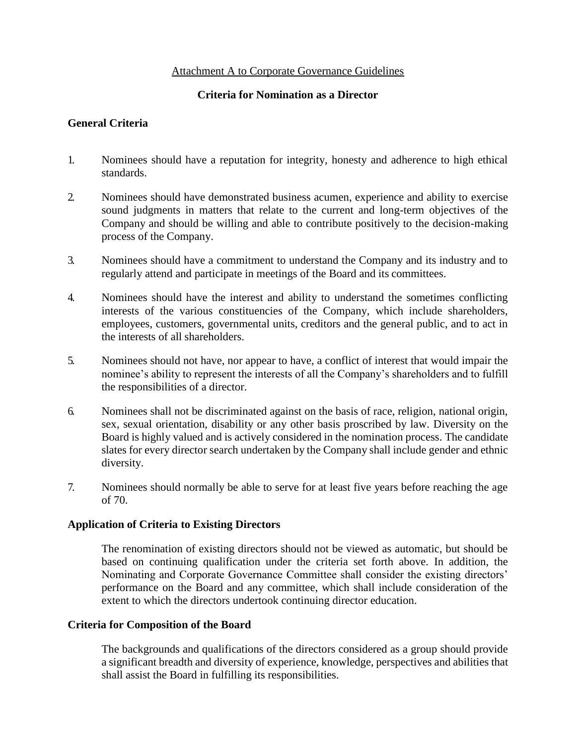Attachment A to Corporate Governance Guidelines

## Criteria for Nomination as a Director

### General Criteria

1. Nominees should have a reputation for integrity, honesty and adherence to high ethical standards.

2. Nominees should have demonstrated business acumen, experience and ability to exercise sound judgments in matters that relate to the current and long-term objectives of the Company and should be willing and able to contribute positively to the decision-making process of the Company.

3. Nominees should have a commitment to understand the Company and its industry and to regularly attend and participate in meetings of the Board and its committees.

4. Nominees should have the interest and ability to understand the sometimes conflicting interests of the various constituencies of the Company, which include shareholders, employees, customers, governmental units, creditors and the general public, and to act in the interests of all shareholders.

5. Nominees should not have, nor appear to have, a conflict of interest that would impair the nominee's ability to represent the interests of all the Company's shareholders and to fulfill the responsibilities of a director.

6. Nominees shall not be discriminated against on the basis of race, religion, national origin, sex, sexual orientation, disability or any other basis proscribed by law. Diversity on the Board is highly valued and is actively considered in the nomination process. The candidate slates for every director search undertaken by the Company shall include gender and ethnic diversity.

7. Nominees should normally be able to serve for at least five years before reaching the age of 70.

### Application of Criteria to Existing Directors

The renomination of existing directors should not be viewed as automatic, but should be based on continuing qualification under the criteria set forth above. In addition, the Nominating and Corporate Governance Committee shall consider the existing directors' performance on the Board and any committee, which shall include consideration of the extent to which the directors undertook continuing director education.

### Criteria for Composition of the Board

The backgrounds and qualifications of the directors considered as a group should provide a significant breadth and diversity of experience, knowledge, perspectives and abilities that shall assist the Board in fulfilling its responsibilities.